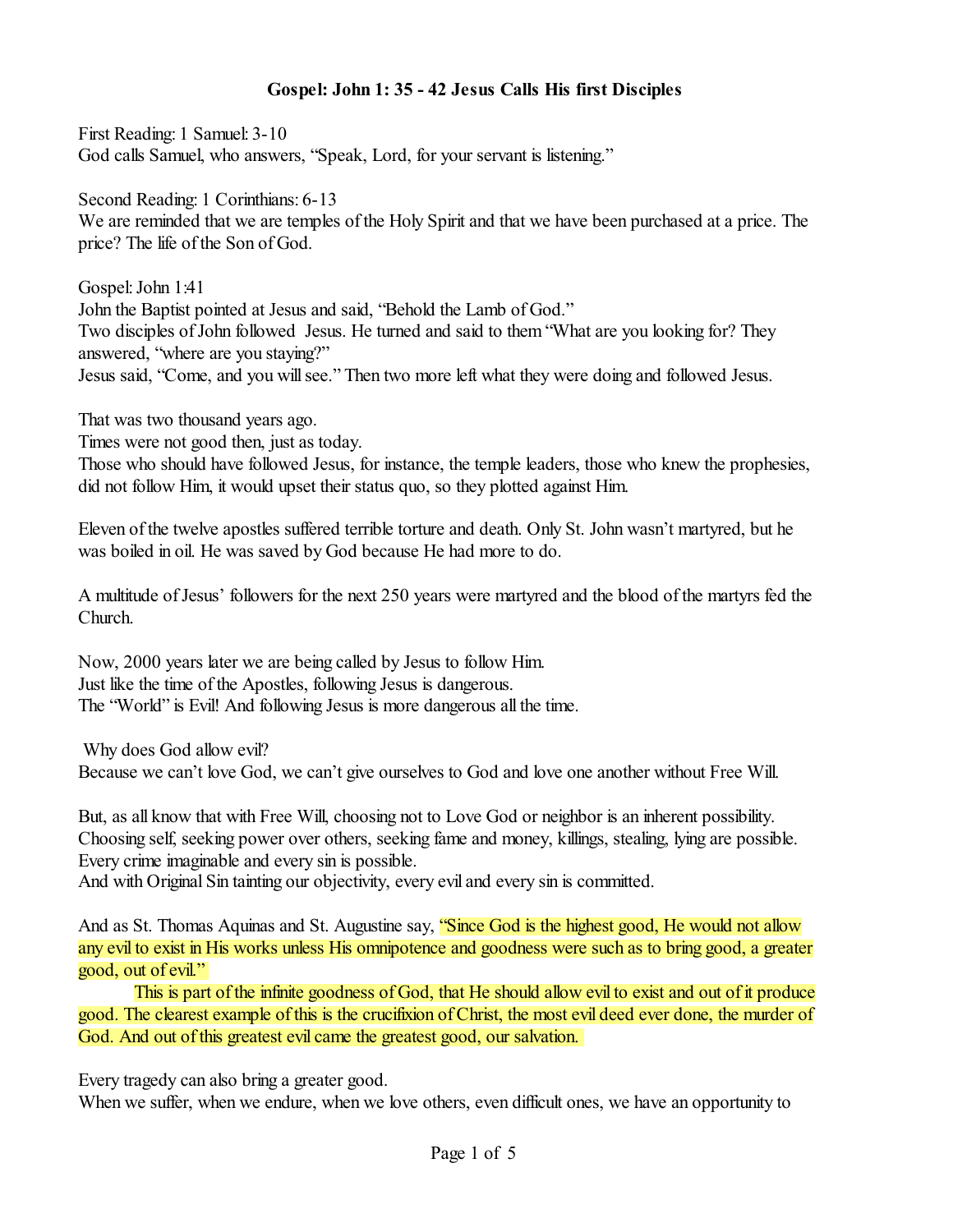# Gospel: John 1: 35 - 42 Jesus Calls His first Disciples

First Reading: 1 Samuel: 3-10
God calls Samuel, who answers, “Speak, Lord, for your servant is listening.”

Second Reading: 1 Corinthians: 6-13
We are reminded that we are temples of the Holy Spirit and that we have been purchased at a price. The price? The life of the Son of God.

Gospel: John 1:41
John the Baptist pointed at Jesus and said, “Behold the Lamb of God.”
Two disciples of John followed Jesus. He turned and said to them “What are you looking for? They answered, “where are you staying?”
Jesus said, “Come, and you will see.” Then two more left what they were doing and followed Jesus.

That was two thousand years ago.
Times were not good then, just as today.
Those who should have followed Jesus, for instance, the temple leaders, those who knew the prophesies, did not follow Him, it would upset their status quo, so they plotted against Him.

Eleven of the twelve apostles suffered terrible torture and death. Only St. John wasn’t martyred, but he was boiled in oil. He was saved by God because He had more to do.

A multitude of Jesus’ followers for the next 250 years were martyred and the blood of the martyrs fed the Church.

Now, 2000 years later we are being called by Jesus to follow Him.
Just like the time of the Apostles, following Jesus is dangerous.
The “World” is Evil! And following Jesus is more dangerous all the time.

Why does God allow evil?
Because we can’t love God, we can’t give ourselves to God and love one another without Free Will.

But, as all know that with Free Will, choosing not to Love God or neighbor is an inherent possibility.
Choosing self, seeking power over others, seeking fame and money, killings, stealing, lying are possible.
Every crime imaginable and every sin is possible.
And with Original Sin tainting our objectivity, every evil and every sin is committed.

And as St. Thomas Aquinas and St. Augustine say, “Since God is the highest good, He would not allow any evil to exist in His works unless His omnipotence and goodness were such as to bring good, a greater good, out of evil.”

This is part of the infinite goodness of God, that He should allow evil to exist and out of it produce good. The clearest example of this is the crucifixion of Christ, the most evil deed ever done, the murder of God. And out of this greatest evil came the greatest good, our salvation.

Every tragedy can also bring a greater good.
When we suffer, when we endure, when we love others, even difficult ones, we have an opportunity to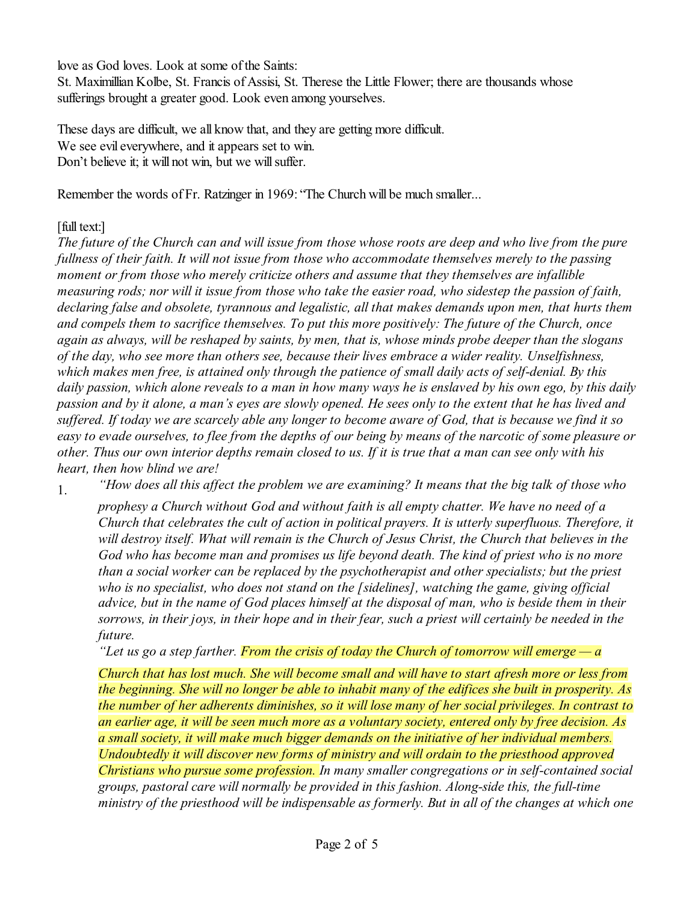love as God loves. Look at some of the Saints:
St. Maximillian Kolbe, St. Francis of Assisi, St. Therese the Little Flower; there are thousands whose sufferings brought a greater good. Look even among yourselves.

These days are difficult, we all know that, and they are getting more difficult.
We see evil everywhere, and it appears set to win.
Don't believe it; it will not win, but we will suffer.

Remember the words of Fr. Ratzinger in 1969: "The Church will be much smaller...

[full text:]

*The future of the Church can and will issue from those whose roots are deep and who live from the pure fullness of their faith. It will not issue from those who accommodate themselves merely to the passing moment or from those who merely criticize others and assume that they themselves are infallible measuring rods; nor will it issue from those who take the easier road, who sidestep the passion of faith, declaring false and obsolete, tyrannous and legalistic, all that makes demands upon men, that hurts them and compels them to sacrifice themselves. To put this more positively: The future of the Church, once again as always, will be reshaped by saints, by men, that is, whose minds probe deeper than the slogans of the day, who see more than others see, because their lives embrace a wider reality. Unselfishness, which makes men free, is attained only through the patience of small daily acts of self-denial. By this daily passion, which alone reveals to a man in how many ways he is enslaved by his own ego, by this daily passion and by it alone, a man's eyes are slowly opened. He sees only to the extent that he has lived and suffered. If today we are scarcely able any longer to become aware of God, that is because we find it so easy to evade ourselves, to flee from the depths of our being by means of the narcotic of some pleasure or other. Thus our own interior depths remain closed to us. If it is true that a man can see only with his heart, then how blind we are!*

1. *"How does all this affect the problem we are examining? It means that the big talk of those who prophesy a Church without God and without faith is all empty chatter. We have no need of a Church that celebrates the cult of action in political prayers. It is utterly superfluous. Therefore, it will destroy itself. What will remain is the Church of Jesus Christ, the Church that believes in the God who has become man and promises us life beyond death. The kind of priest who is no more than a social worker can be replaced by the psychotherapist and other specialists; but the priest who is no specialist, who does not stand on the [sidelines], watching the game, giving official advice, but in the name of God places himself at the disposal of man, who is beside them in their sorrows, in their joys, in their hope and in their fear, such a priest will certainly be needed in the future.*

   *"Let us go a step farther. From the crisis of today the Church of tomorrow will emerge — a Church that has lost much. She will become small and will have to start afresh more or less from the beginning. She will no longer be able to inhabit many of the edifices she built in prosperity. As the number of her adherents diminishes, so it will lose many of her social privileges. In contrast to an earlier age, it will be seen much more as a voluntary society, entered only by free decision. As a small society, it will make much bigger demands on the initiative of her individual members. Undoubtedly it will discover new forms of ministry and will ordain to the priesthood approved Christians who pursue some profession. In many smaller congregations or in self-contained social groups, pastoral care will normally be provided in this fashion. Along-side this, the full-time ministry of the priesthood will be indispensable as formerly. But in all of the changes at which one*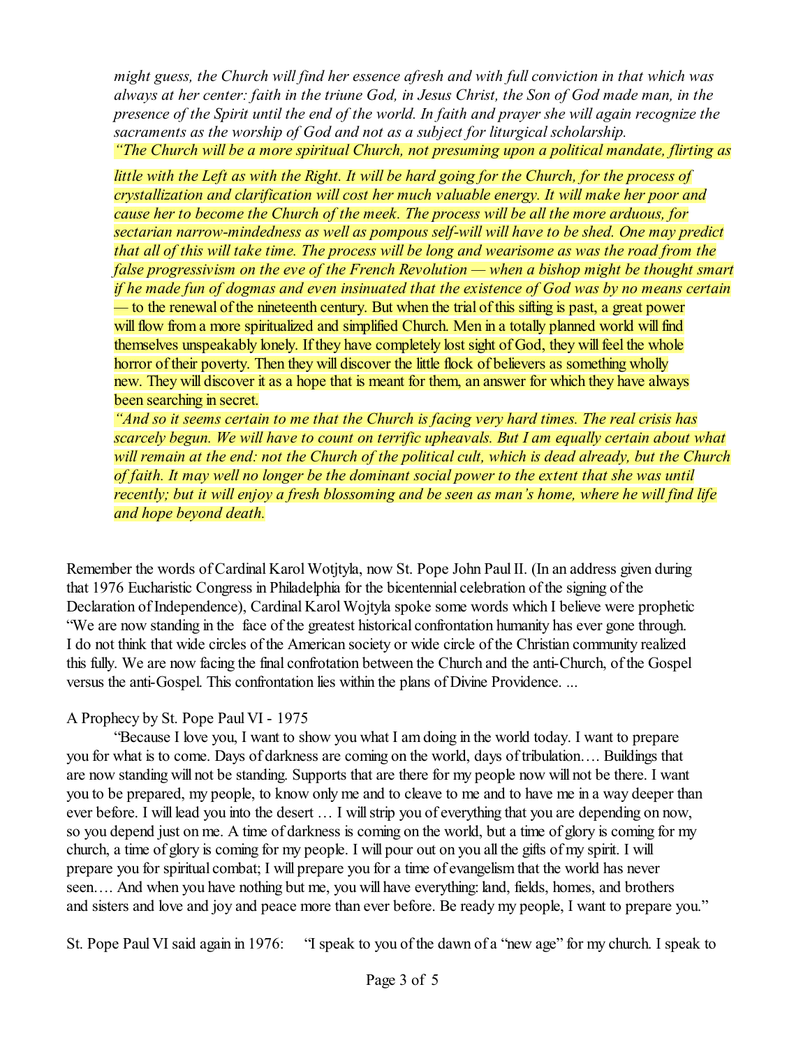*might guess, the Church will find her essence afresh and with full conviction in that which was always at her center: faith in the triune God, in Jesus Christ, the Son of God made man, in the presence of the Spirit until the end of the world. In faith and prayer she will again recognize the sacraments as the worship of God and not as a subject for liturgical scholarship.*

*"The Church will be a more spiritual Church, not presuming upon a political mandate, flirting as little with the Left as with the Right. It will be hard going for the Church, for the process of crystallization and clarification will cost her much valuable energy. It will make her poor and cause her to become the Church of the meek. The process will be all the more arduous, for sectarian narrow-mindedness as well as pompous self-will will have to be shed. One may predict that all of this will take time. The process will be long and wearisome as was the road from the false progressivism on the eve of the French Revolution — when a bishop might be thought smart if he made fun of dogmas and even insinuated that the existence of God was by no means certain* — to the renewal of the nineteenth century. But when the trial of this sifting is past, a great power will flow from a more spiritualized and simplified Church. Men in a totally planned world will find themselves unspeakably lonely. If they have completely lost sight of God, they will feel the whole horror of their poverty. Then they will discover the little flock of believers as something wholly new. They will discover it as a hope that is meant for them, an answer for which they have always been searching in secret.

*"And so it seems certain to me that the Church is facing very hard times. The real crisis has scarcely begun. We will have to count on terrific upheavals. But I am equally certain about what will remain at the end: not the Church of the political cult, which is dead already, but the Church of faith. It may well no longer be the dominant social power to the extent that she was until recently; but it will enjoy a fresh blossoming and be seen as man's home, where he will find life and hope beyond death.*

Remember the words of Cardinal Karol Wotjtyla, now St. Pope John Paul II. (In an address given during that 1976 Eucharistic Congress in Philadelphia for the bicentennial celebration of the signing of the Declaration of Independence), Cardinal Karol Wojtyla spoke some words which I believe were prophetic "We are now standing in the face of the greatest historical confrontation humanity has ever gone through. I do not think that wide circles of the American society or wide circle of the Christian community realized this fully. We are now facing the final confrotation between the Church and the anti-Church, of the Gospel versus the anti-Gospel. This confrontation lies within the plans of Divine Providence. ...

A Prophecy by St. Pope Paul VI - 1975

"Because I love you, I want to show you what I am doing in the world today. I want to prepare you for what is to come. Days of darkness are coming on the world, days of tribulation…. Buildings that are now standing will not be standing. Supports that are there for my people now will not be there. I want you to be prepared, my people, to know only me and to cleave to me and to have me in a way deeper than ever before. I will lead you into the desert … I will strip you of everything that you are depending on now, so you depend just on me. A time of darkness is coming on the world, but a time of glory is coming for my church, a time of glory is coming for my people. I will pour out on you all the gifts of my spirit. I will prepare you for spiritual combat; I will prepare you for a time of evangelism that the world has never seen…. And when you have nothing but me, you will have everything: land, fields, homes, and brothers and sisters and love and joy and peace more than ever before. Be ready my people, I want to prepare you."

St. Pope Paul VI said again in 1976: "I speak to you of the dawn of a "new age" for my church. I speak to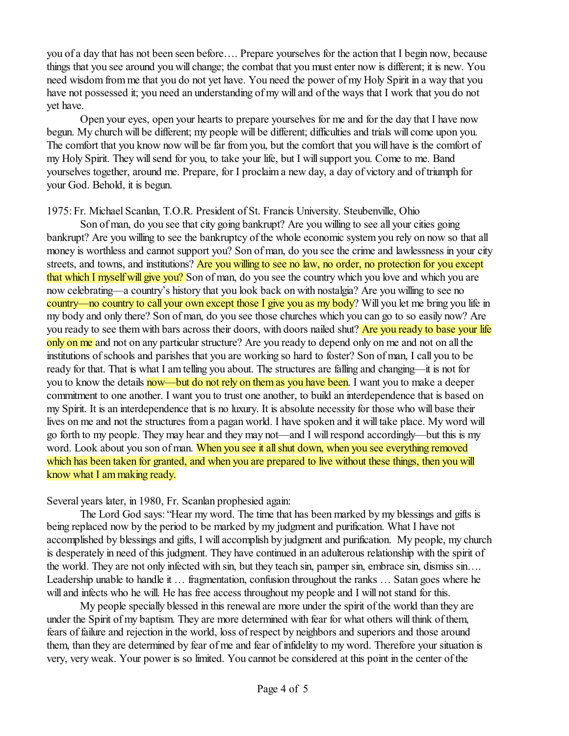you of a day that has not been seen before…. Prepare yourselves for the action that I begin now, because things that you see around you will change; the combat that you must enter now is different; it is new. You need wisdom from me that you do not yet have. You need the power of my Holy Spirit in a way that you have not possessed it; you need an understanding of my will and of the ways that I work that you do not yet have.

Open your eyes, open your hearts to prepare yourselves for me and for the day that I have now begun. My church will be different; my people will be different; difficulties and trials will come upon you. The comfort that you know now will be far from you, but the comfort that you will have is the comfort of my Holy Spirit. They will send for you, to take your life, but I will support you. Come to me. Band yourselves together, around me. Prepare, for I proclaim a new day, a day of victory and of triumph for your God. Behold, it is begun.

1975: Fr. Michael Scanlan, T.O.R. President of St. Francis University. Steubenville, Ohio

Son of man, do you see that city going bankrupt? Are you willing to see all your cities going bankrupt? Are you willing to see the bankruptcy of the whole economic system you rely on now so that all money is worthless and cannot support you? Son of man, do you see the crime and lawlessness in your city streets, and towns, and institutions? Are you willing to see no law, no order, no protection for you except that which I myself will give you? Son of man, do you see the country which you love and which you are now celebrating—a country's history that you look back on with nostalgia? Are you willing to see no country—no country to call your own except those I give you as my body? Will you let me bring you life in my body and only there? Son of man, do you see those churches which you can go to so easily now? Are you ready to see them with bars across their doors, with doors nailed shut? Are you ready to base your life only on me and not on any particular structure? Are you ready to depend only on me and not on all the institutions of schools and parishes that you are working so hard to foster? Son of man, I call you to be ready for that. That is what I am telling you about. The structures are falling and changing—it is not for you to know the details now—but do not rely on them as you have been. I want you to make a deeper commitment to one another. I want you to trust one another, to build an interdependence that is based on my Spirit. It is an interdependence that is no luxury. It is absolute necessity for those who will base their lives on me and not the structures from a pagan world. I have spoken and it will take place. My word will go forth to my people. They may hear and they may not—and I will respond accordingly—but this is my word. Look about you son of man. When you see it all shut down, when you see everything removed which has been taken for granted, and when you are prepared to live without these things, then you will know what I am making ready.

Several years later, in 1980, Fr. Scanlan prophesied again:

The Lord God says: "Hear my word. The time that has been marked by my blessings and gifts is being replaced now by the period to be marked by my judgment and purification. What I have not accomplished by blessings and gifts, I will accomplish by judgment and purification. My people, my church is desperately in need of this judgment. They have continued in an adulterous relationship with the spirit of the world. They are not only infected with sin, but they teach sin, pamper sin, embrace sin, dismiss sin…. Leadership unable to handle it … fragmentation, confusion throughout the ranks … Satan goes where he will and infects who he will. He has free access throughout my people and I will not stand for this.

My people specially blessed in this renewal are more under the spirit of the world than they are under the Spirit of my baptism. They are more determined with fear for what others will think of them, fears of failure and rejection in the world, loss of respect by neighbors and superiors and those around them, than they are determined by fear of me and fear of infidelity to my word. Therefore your situation is very, very weak. Your power is so limited. You cannot be considered at this point in the center of the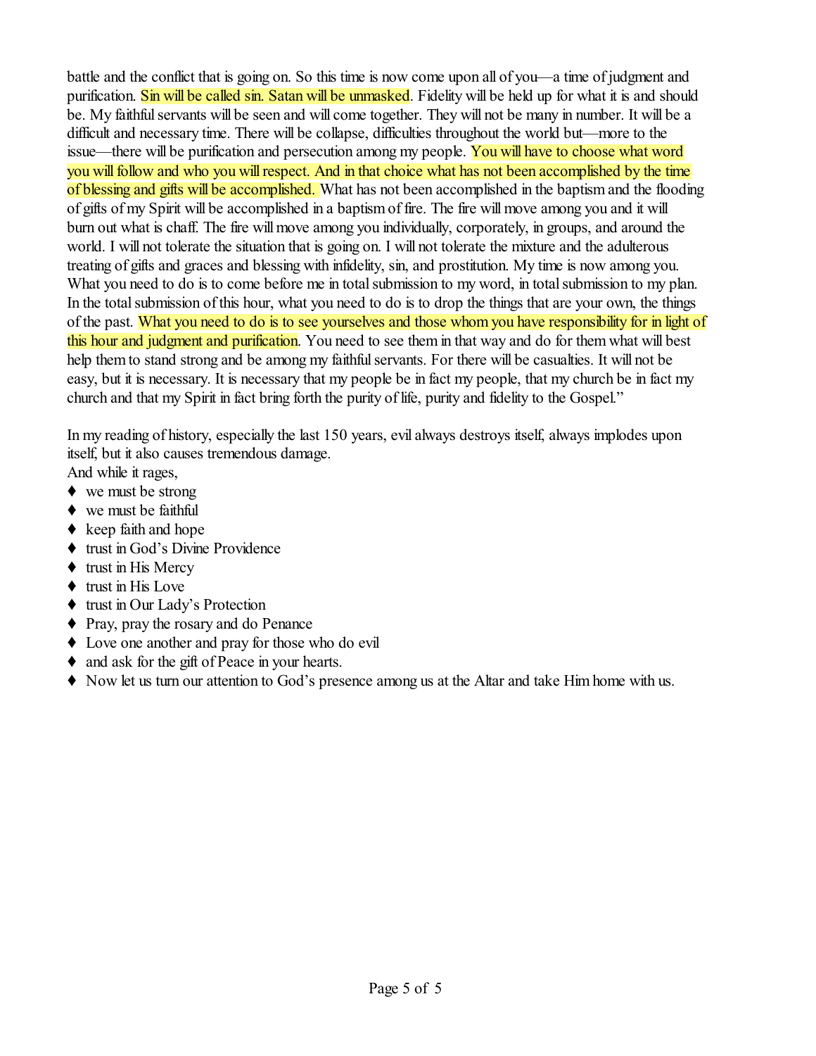battle and the conflict that is going on. So this time is now come upon all of you—a time of judgment and purification. Sin will be called sin. Satan will be unmasked. Fidelity will be held up for what it is and should be. My faithful servants will be seen and will come together. They will not be many in number. It will be a difficult and necessary time. There will be collapse, difficulties throughout the world but—more to the issue—there will be purification and persecution among my people. You will have to choose what word you will follow and who you will respect. And in that choice what has not been accomplished by the time of blessing and gifts will be accomplished. What has not been accomplished in the baptism and the flooding of gifts of my Spirit will be accomplished in a baptism of fire. The fire will move among you and it will burn out what is chaff. The fire will move among you individually, corporately, in groups, and around the world. I will not tolerate the situation that is going on. I will not tolerate the mixture and the adulterous treating of gifts and graces and blessing with infidelity, sin, and prostitution. My time is now among you. What you need to do is to come before me in total submission to my word, in total submission to my plan. In the total submission of this hour, what you need to do is to drop the things that are your own, the things of the past. What you need to do is to see yourselves and those whom you have responsibility for in light of this hour and judgment and purification. You need to see them in that way and do for them what will best help them to stand strong and be among my faithful servants. For there will be casualties. It will not be easy, but it is necessary. It is necessary that my people be in fact my people, that my church be in fact my church and that my Spirit in fact bring forth the purity of life, purity and fidelity to the Gospel."

In my reading of history, especially the last 150 years, evil always destroys itself, always implodes upon itself, but it also causes tremendous damage.
And while it rages,

- we must be strong
- we must be faithful
- keep faith and hope
- trust in God's Divine Providence
- trust in His Mercy
- trust in His Love
- trust in Our Lady's Protection
- Pray, pray the rosary and do Penance
- Love one another and pray for those who do evil
- and ask for the gift of Peace in your hearts.
- Now let us turn our attention to God's presence among us at the Altar and take Him home with us.